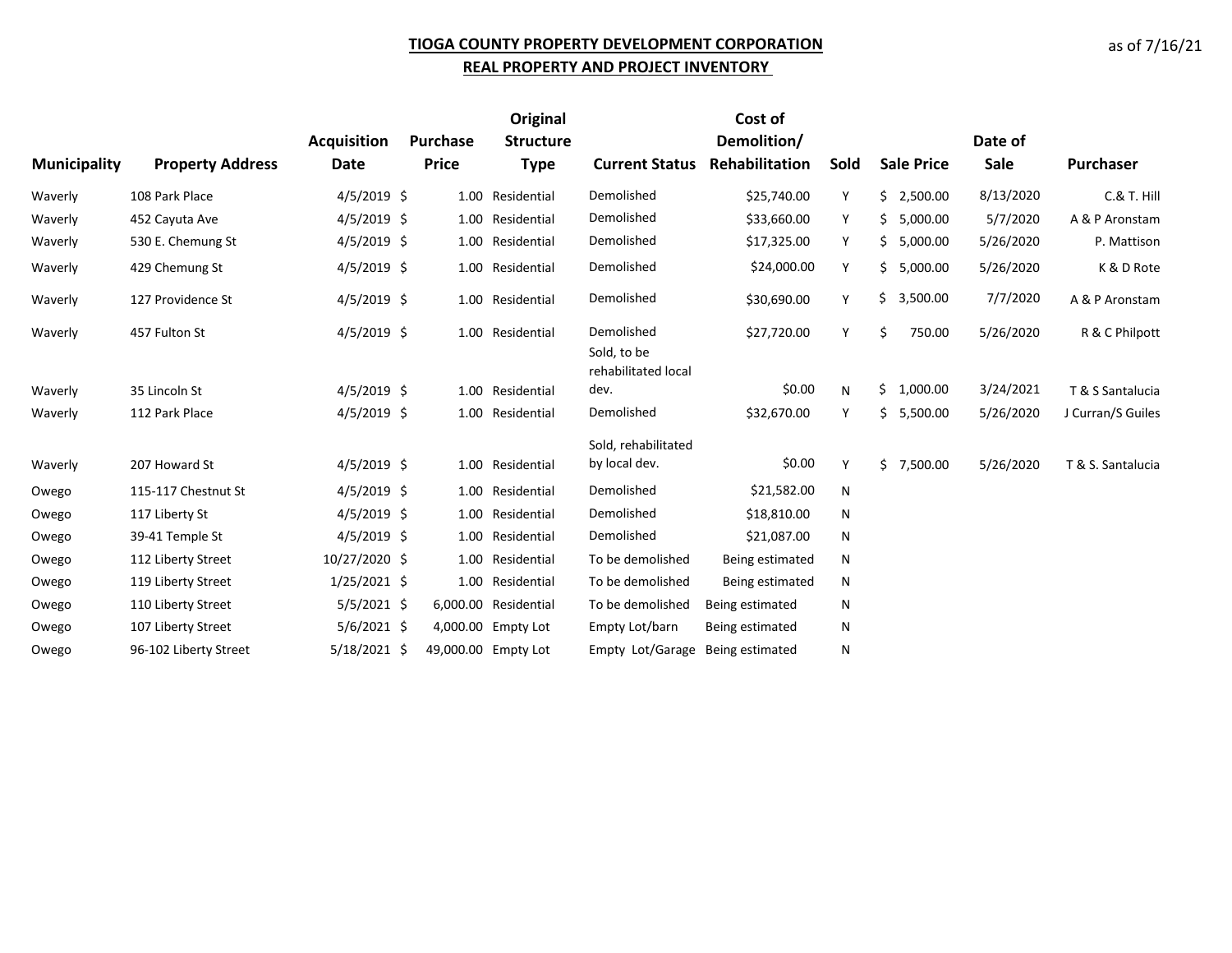# TIOGA COUNTY PROPERTY DEVELOPMENT CORPORATION
## REAL PROPERTY AND PROJECT INVENTORY

as of 7/16/21

| Municipality | Property Address | Acquisition Date | Purchase Price | Original Structure Type | Current Status | Cost of Demolition/ Rehabilitation | Sold | Sale Price | Date of Sale | Purchaser |
|---|---|---|---|---|---|---|---|---|---|---|
| Waverly | 108 Park Place | 4/5/2019 | $ 1.00 | Residential | Demolished | $25,740.00 | Y | $ 2,500.00 | 8/13/2020 | C.& T. Hill |
| Waverly | 452 Cayuta Ave | 4/5/2019 | $ 1.00 | Residential | Demolished | $33,660.00 | Y | $ 5,000.00 | 5/7/2020 | A & P Aronstam |
| Waverly | 530 E. Chemung St | 4/5/2019 | $ 1.00 | Residential | Demolished | $17,325.00 | Y | $ 5,000.00 | 5/26/2020 | P. Mattison |
| Waverly | 429 Chemung St | 4/5/2019 | $ 1.00 | Residential | Demolished | $24,000.00 | Y | $ 5,000.00 | 5/26/2020 | K & D Rote |
| Waverly | 127 Providence St | 4/5/2019 | $ 1.00 | Residential | Demolished | $30,690.00 | Y | $ 3,500.00 | 7/7/2020 | A & P Aronstam |
| Waverly | 457 Fulton St | 4/5/2019 | $ 1.00 | Residential | Demolished | $27,720.00 | Y | $ 750.00 | 5/26/2020 | R & C Philpott |
| Waverly | 35 Lincoln St | 4/5/2019 | $ 1.00 | Residential | Sold, to be rehabilitated local dev. | $0.00 | N | $ 1,000.00 | 3/24/2021 | T & S Santalucia |
| Waverly | 112 Park Place | 4/5/2019 | $ 1.00 | Residential | Demolished | $32,670.00 | Y | $ 5,500.00 | 5/26/2020 | J Curran/S Guiles |
| Waverly | 207 Howard St | 4/5/2019 | $ 1.00 | Residential | Sold, rehabilitated by local dev. | $0.00 | Y | $ 7,500.00 | 5/26/2020 | T & S. Santalucia |
| Owego | 115-117 Chestnut St | 4/5/2019 | $ 1.00 | Residential | Demolished | $21,582.00 | N | | | |
| Owego | 117 Liberty St | 4/5/2019 | $ 1.00 | Residential | Demolished | $18,810.00 | N | | | |
| Owego | 39-41 Temple St | 4/5/2019 | $ 1.00 | Residential | Demolished | $21,087.00 | N | | | |
| Owego | 112 Liberty Street | 10/27/2020 | $ 1.00 | Residential | To be demolished | Being estimated | N | | | |
| Owego | 119 Liberty Street | 1/25/2021 | $ 1.00 | Residential | To be demolished | Being estimated | N | | | |
| Owego | 110 Liberty Street | 5/5/2021 | $ 6,000.00 | Residential | To be demolished | Being estimated | N | | | |
| Owego | 107 Liberty Street | 5/6/2021 | $ 4,000.00 | Empty Lot | Empty Lot/barn | Being estimated | N | | | |
| Owego | 96-102 Liberty Street | 5/18/2021 | $ 49,000.00 | Empty Lot | Empty Lot/Garage | Being estimated | N | | | |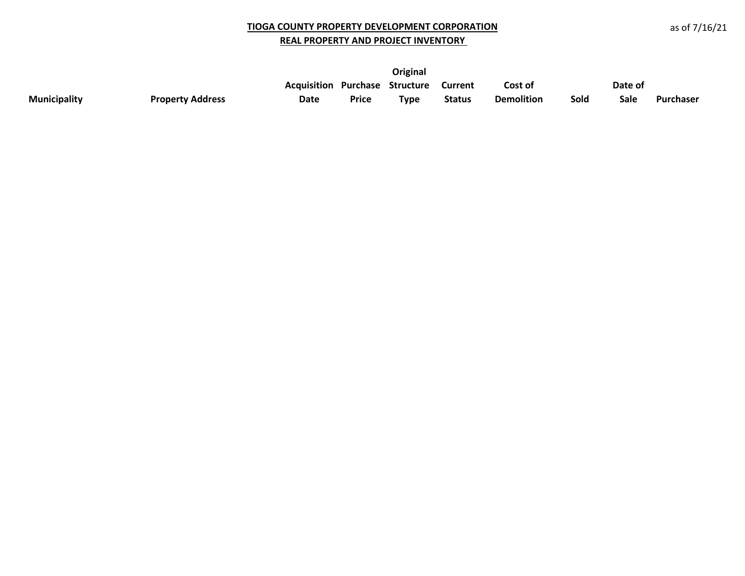**TIOGA COUNTY PROPERTY DEVELOPMENT CORPORATION**

**REAL PROPERTY AND PROJECT INVENTORY**

as of 7/16/21

| Municipality | Property Address | Acquisition Date | Purchase Price | Original Structure Type | Current Status | Cost of Demolition | Sold | Date of Sale | Purchaser |
|---|---|---|---|---|---|---|---|---|---|